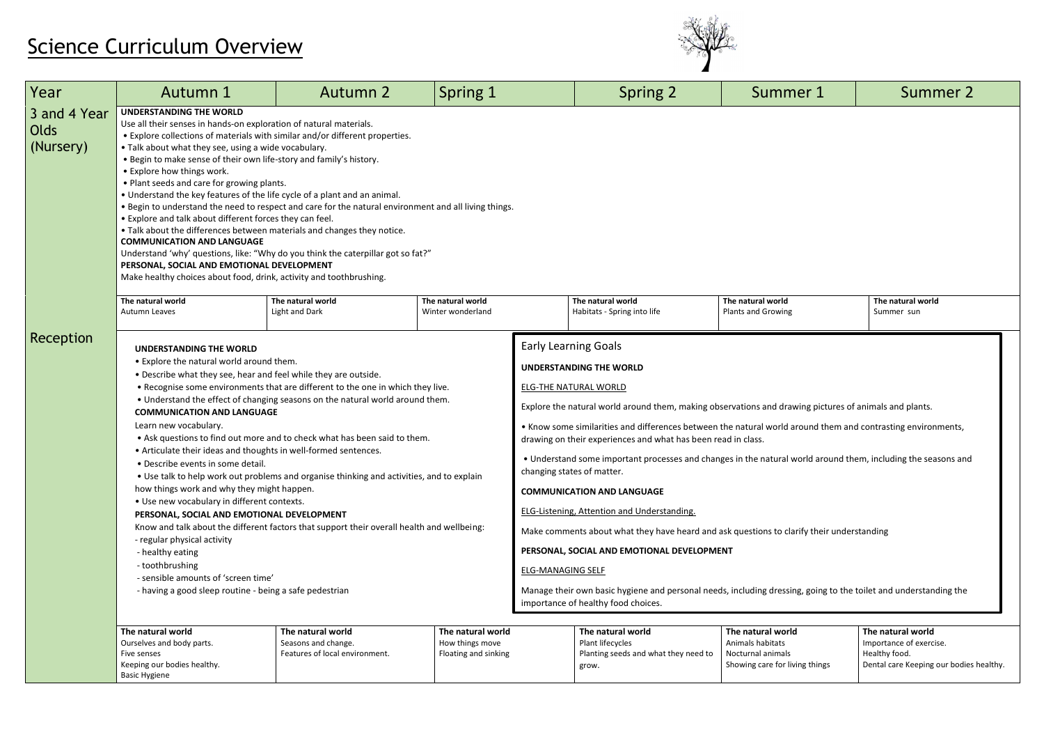# Science Curriculum Overview

| Year | Autumn 1 | Autumn 2 | Spring 1 | Spring 2 | Summer 1 | Summer 2 |
|---|---|---|---|---|---|---|
| 3 and 4 Year Olds (Nursery) | **UNDERSTANDING THE WORLD**<br>Use all their senses in hands-on exploration of natural materials.<br>• Explore collections of materials with similar and/or different properties.<br>• Talk about what they see, using a wide vocabulary.<br>• Begin to make sense of their own life-story and family's history.<br>• Explore how things work.<br>• Plant seeds and care for growing plants.<br>• Understand the key features of the life cycle of a plant and an animal.<br>• Begin to understand the need to respect and care for the natural environment and all living things.<br>• Explore and talk about different forces they can feel.<br>• Talk about the differences between materials and changes they notice.<br>**COMMUNICATION AND LANGUAGE**<br>Understand 'why' questions, like: "Why do you think the caterpillar got so fat?"<br>**PERSONAL, SOCIAL AND EMOTIONAL DEVELOPMENT**<br>Make healthy choices about food, drink, activity and toothbrushing. | | | | | |
| | **The natural world**<br>Autumn Leaves | **The natural world**<br>Light and Dark | **The natural world**<br>Winter wonderland | **The natural world**<br>Habitats - Spring into life | **The natural world**<br>Plants and Growing | **The natural world**<br>Summer sun |
| Reception | **UNDERSTANDING THE WORLD**<br>• Explore the natural world around them.<br>• Describe what they see, hear and feel while they are outside.<br>• Recognise some environments that are different to the one in which they live.<br>• Understand the effect of changing seasons on the natural world around them.<br>**COMMUNICATION AND LANGUAGE**<br>Learn new vocabulary.<br>• Ask questions to find out more and to check what has been said to them.<br>• Articulate their ideas and thoughts in well-formed sentences.<br>• Describe events in some detail.<br>• Use talk to help work out problems and organise thinking and activities, and to explain how things work and why they might happen.<br>• Use new vocabulary in different contexts.<br>**PERSONAL, SOCIAL AND EMOTIONAL DEVELOPMENT**<br>Know and talk about the different factors that support their overall health and wellbeing:<br>- regular physical activity<br>- healthy eating<br>- toothbrushing<br>- sensible amounts of 'screen time'<br>- having a good sleep routine - being a safe pedestrian | | | Early Learning Goals<br>**UNDERSTANDING THE WORLD**<br>ELG-THE NATURAL WORLD<br>Explore the natural world around them, making observations and drawing pictures of animals and plants.<br>• Know some similarities and differences between the natural world around them and contrasting environments, drawing on their experiences and what has been read in class.<br>• Understand some important processes and changes in the natural world around them, including the seasons and changing states of matter.<br>**COMMUNICATION AND LANGUAGE**<br>ELG-Listening, Attention and Understanding.<br>Make comments about what they have heard and ask questions to clarify their understanding<br>**PERSONAL, SOCIAL AND EMOTIONAL DEVELOPMENT**<br>ELG-MANAGING SELF<br>Manage their own basic hygiene and personal needs, including dressing, going to the toilet and understanding the importance of healthy food choices. | | |
| | **The natural world**<br>Ourselves and body parts.<br>Five senses<br>Keeping our bodies healthy.<br>Basic Hygiene | **The natural world**<br>Seasons and change.<br>Features of local environment. | **The natural world**<br>How things move<br>Floating and sinking | **The natural world**<br>Plant lifecycles<br>Planting seeds and what they need to grow. | **The natural world**<br>Animals habitats<br>Nocturnal animals<br>Showing care for living things | **The natural world**<br>Importance of exercise.<br>Healthy food.<br>Dental care Keeping our bodies healthy. |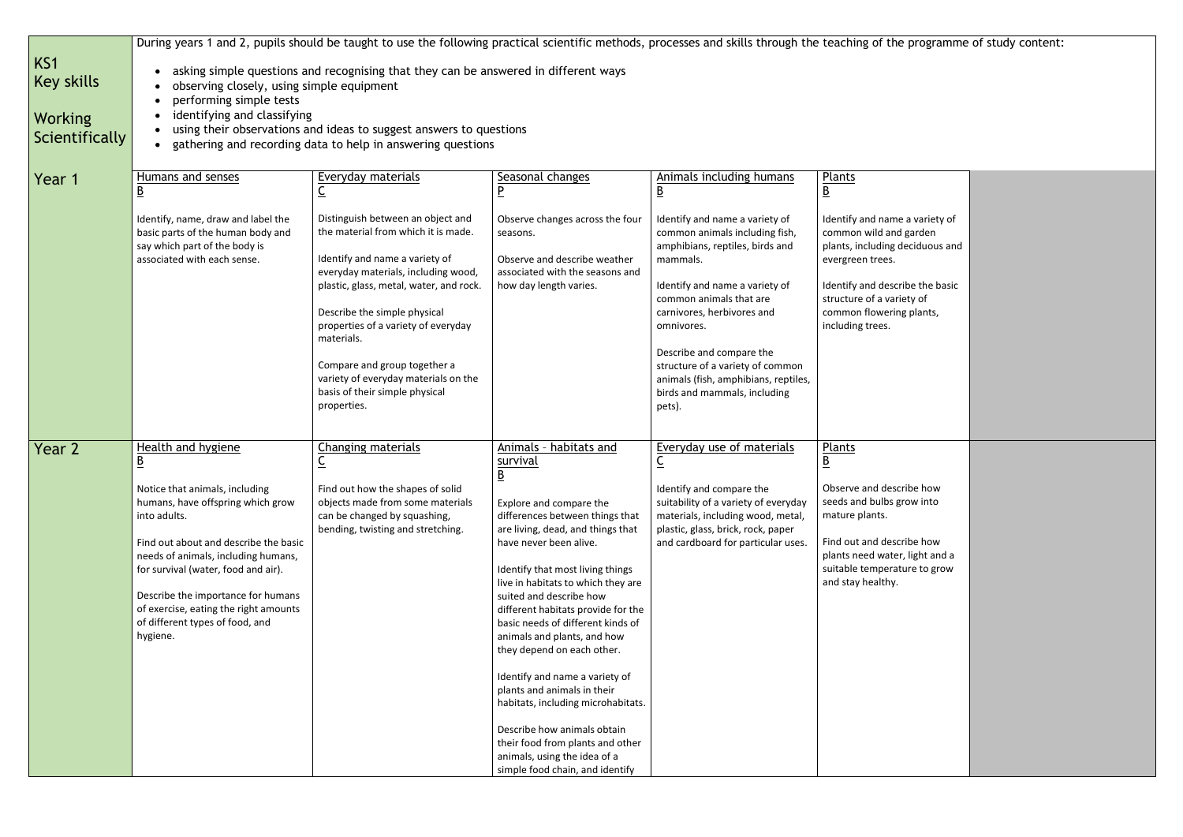| | | | | | | |
|---|---|---|---|---|---|---|
| **KS1 Key skills**<br><br>**Working Scientifically** | During years 1 and 2, pupils should be taught to use the following practical scientific methods, processes and skills through the teaching of the programme of study content:<br><br>• asking simple questions and recognising that they can be answered in different ways<br>• observing closely, using simple equipment<br>• performing simple tests<br>• identifying and classifying<br>• using their observations and ideas to suggest answers to questions<br>• gathering and recording data to help in answering questions | | | | | |
| **Year 1** | Humans and senses<br>B<br><br>Identify, name, draw and label the basic parts of the human body and say which part of the body is associated with each sense. | Everyday materials<br>C<br><br>Distinguish between an object and the material from which it is made.<br><br>Identify and name a variety of everyday materials, including wood, plastic, glass, metal, water, and rock.<br><br>Describe the simple physical properties of a variety of everyday materials.<br><br>Compare and group together a variety of everyday materials on the basis of their simple physical properties. | Seasonal changes<br>P<br><br>Observe changes across the four seasons.<br><br>Observe and describe weather associated with the seasons and how day length varies. | Animals including humans<br>B<br><br>Identify and name a variety of common animals including fish, amphibians, reptiles, birds and mammals.<br><br>Identify and name a variety of common animals that are carnivores, herbivores and omnivores.<br><br>Describe and compare the structure of a variety of common animals (fish, amphibians, reptiles, birds and mammals, including pets). | Plants<br>B<br><br>Identify and name a variety of common wild and garden plants, including deciduous and evergreen trees.<br><br>Identify and describe the basic structure of a variety of common flowering plants, including trees. | |
| **Year 2** | Health and hygiene<br>B<br><br>Notice that animals, including humans, have offspring which grow into adults.<br><br>Find out about and describe the basic needs of animals, including humans, for survival (water, food and air).<br><br>Describe the importance for humans of exercise, eating the right amounts of different types of food, and hygiene. | Changing materials<br>C<br><br>Find out how the shapes of solid objects made from some materials can be changed by squashing, bending, twisting and stretching. | Animals – habitats and survival<br>B<br><br>Explore and compare the differences between things that are living, dead, and things that have never been alive.<br><br>Identify that most living things live in habitats to which they are suited and describe how different habitats provide for the basic needs of different kinds of animals and plants, and how they depend on each other.<br><br>Identify and name a variety of plants and animals in their habitats, including microhabitats.<br><br>Describe how animals obtain their food from plants and other animals, using the idea of a simple food chain, and identify | Everyday use of materials<br>C<br><br>Identify and compare the suitability of a variety of everyday materials, including wood, metal, plastic, glass, brick, rock, paper and cardboard for particular uses. | Plants<br>B<br><br>Observe and describe how seeds and bulbs grow into mature plants.<br><br>Find out and describe how plants need water, light and a suitable temperature to grow and stay healthy. | |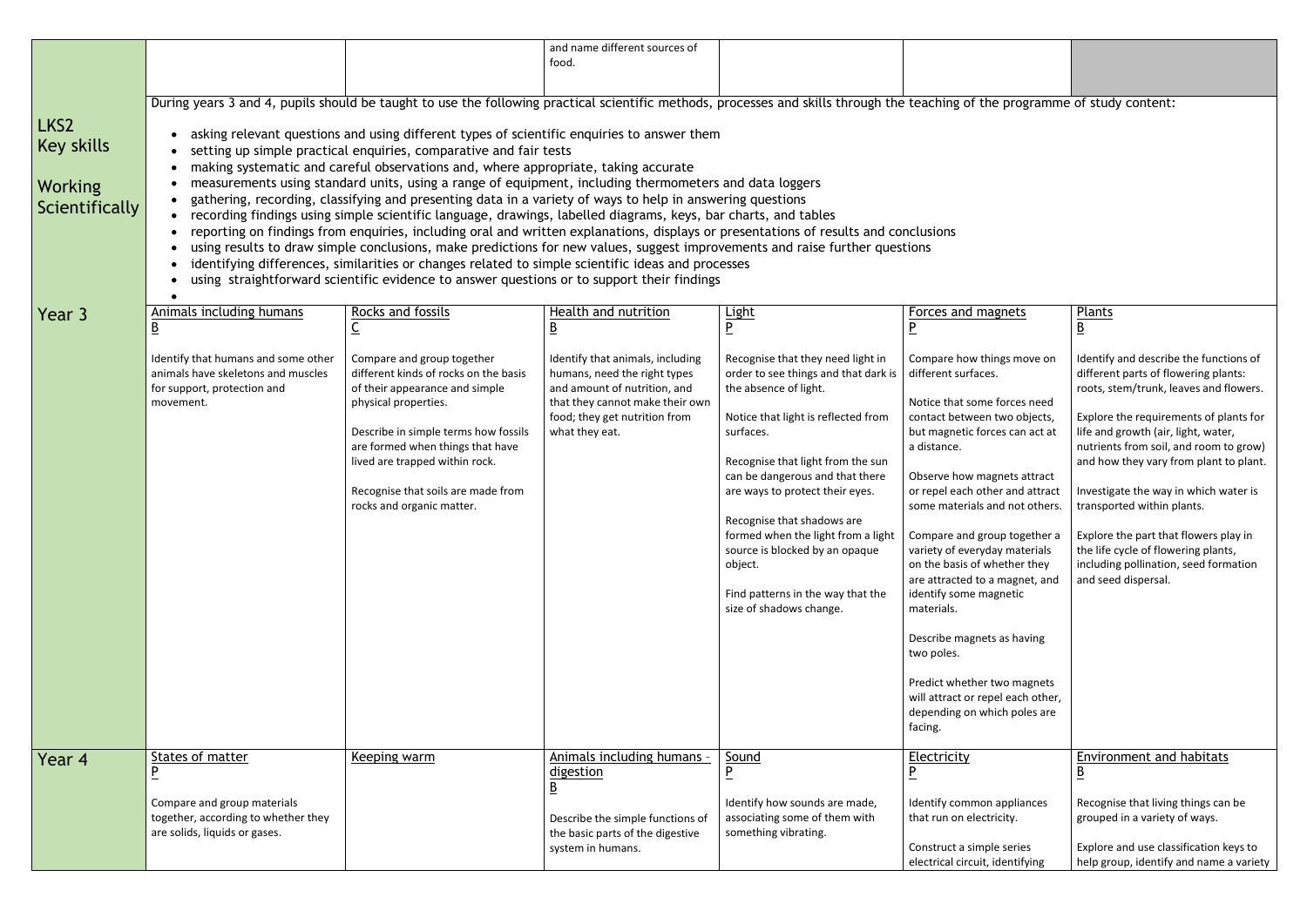| | | | | | | |
|---|---|---|---|---|---|---|
| | | | and name different sources of food. | | | |
| LKS2 Key skills<br><br>Working Scientifically | During years 3 and 4, pupils should be taught to use the following practical scientific methods, processes and skills through the teaching of the programme of study content:<br><br>• asking relevant questions and using different types of scientific enquiries to answer them<br>• setting up simple practical enquiries, comparative and fair tests<br>• making systematic and careful observations and, where appropriate, taking accurate<br>• measurements using standard units, using a range of equipment, including thermometers and data loggers<br>• gathering, recording, classifying and presenting data in a variety of ways to help in answering questions<br>• recording findings using simple scientific language, drawings, labelled diagrams, keys, bar charts, and tables<br>• reporting on findings from enquiries, including oral and written explanations, displays or presentations of results and conclusions<br>• using results to draw simple conclusions, make predictions for new values, suggest improvements and raise further questions<br>• identifying differences, similarities or changes related to simple scientific ideas and processes<br>• using straightforward scientific evidence to answer questions or to support their findings<br>• | | | | | |
| Year 3 | Animals including humans<br>B<br><br>Identify that humans and some other animals have skeletons and muscles for support, protection and movement. | Rocks and fossils<br>C<br><br>Compare and group together different kinds of rocks on the basis of their appearance and simple physical properties.<br><br>Describe in simple terms how fossils are formed when things that have lived are trapped within rock.<br><br>Recognise that soils are made from rocks and organic matter. | Health and nutrition<br>B<br><br>Identify that animals, including humans, need the right types and amount of nutrition, and that they cannot make their own food; they get nutrition from what they eat. | Light<br>P<br><br>Recognise that they need light in order to see things and that dark is the absence of light.<br><br>Notice that light is reflected from surfaces.<br><br>Recognise that light from the sun can be dangerous and that there are ways to protect their eyes.<br><br>Recognise that shadows are formed when the light from a light source is blocked by an opaque object.<br><br>Find patterns in the way that the size of shadows change. | Forces and magnets<br>P<br><br>Compare how things move on different surfaces.<br><br>Notice that some forces need contact between two objects, but magnetic forces can act at a distance.<br><br>Observe how magnets attract or repel each other and attract some materials and not others.<br><br>Compare and group together a variety of everyday materials on the basis of whether they are attracted to a magnet, and identify some magnetic materials.<br><br>Describe magnets as having two poles.<br><br>Predict whether two magnets will attract or repel each other, depending on which poles are facing. | Plants<br>B<br><br>Identify and describe the functions of different parts of flowering plants: roots, stem/trunk, leaves and flowers.<br><br>Explore the requirements of plants for life and growth (air, light, water, nutrients from soil, and room to grow) and how they vary from plant to plant.<br><br>Investigate the way in which water is transported within plants.<br><br>Explore the part that flowers play in the life cycle of flowering plants, including pollination, seed formation and seed dispersal. |
| Year 4 | States of matter<br>P<br><br>Compare and group materials together, according to whether they are solids, liquids or gases. | Keeping warm | Animals including humans – digestion<br>B<br><br>Describe the simple functions of the basic parts of the digestive system in humans. | Sound<br>P<br><br>Identify how sounds are made, associating some of them with something vibrating. | Electricity<br>P<br><br>Identify common appliances that run on electricity.<br><br>Construct a simple series electrical circuit, identifying | Environment and habitats<br>B<br><br>Recognise that living things can be grouped in a variety of ways.<br><br>Explore and use classification keys to help group, identify and name a variety |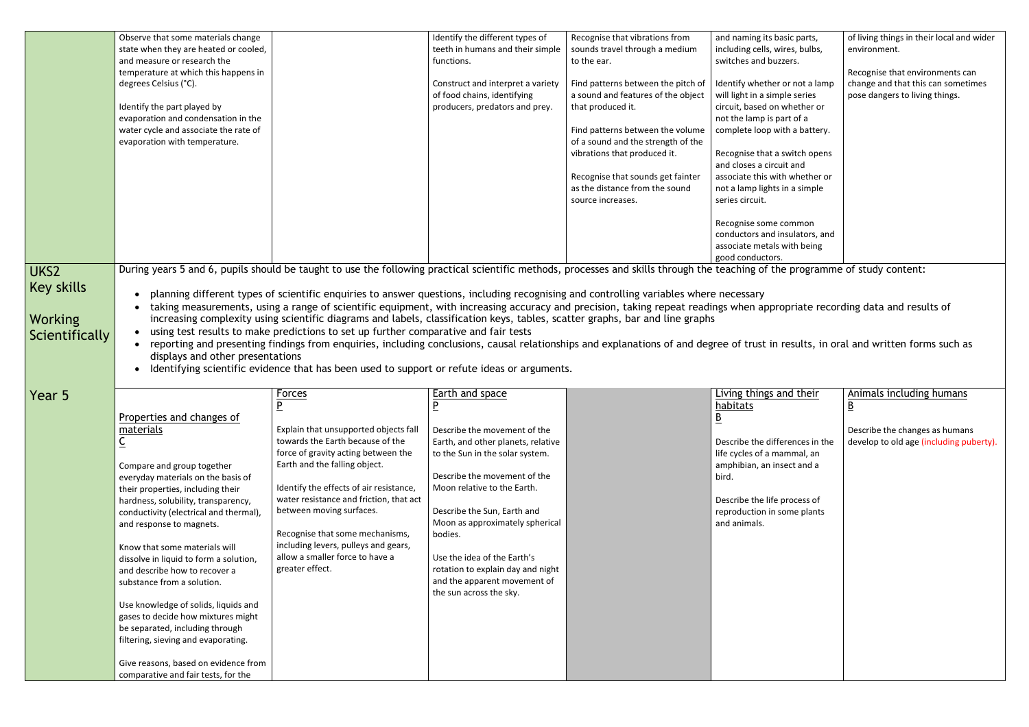| | | | | | | |
|---|---|---|---|---|---|---|
| | Observe that some materials change state when they are heated or cooled, and measure or research the temperature at which this happens in degrees Celsius (°C).<br><br>Identify the part played by evaporation and condensation in the water cycle and associate the rate of evaporation with temperature. | | Identify the different types of teeth in humans and their simple functions.<br><br>Construct and interpret a variety of food chains, identifying producers, predators and prey. | Recognise that vibrations from sounds travel through a medium to the ear.<br><br>Find patterns between the pitch of a sound and features of the object that produced it.<br><br>Find patterns between the volume of a sound and the strength of the vibrations that produced it.<br><br>Recognise that sounds get fainter as the distance from the sound source increases. | and naming its basic parts, including cells, wires, bulbs, switches and buzzers.<br><br>Identify whether or not a lamp will light in a simple series circuit, based on whether or not the lamp is part of a complete loop with a battery.<br><br>Recognise that a switch opens and closes a circuit and associate this with whether or not a lamp lights in a simple series circuit.<br><br>Recognise some common conductors and insulators, and associate metals with being good conductors. | of living things in their local and wider environment.<br><br>Recognise that environments can change and that this can sometimes pose dangers to living things. |
| **UKS2 Key skills Working Scientifically** | During years 5 and 6, pupils should be taught to use the following practical scientific methods, processes and skills through the teaching of the programme of study content:<br>• planning different types of scientific enquiries to answer questions, including recognising and controlling variables where necessary<br>• taking measurements, using a range of scientific equipment, with increasing accuracy and precision, taking repeat readings when appropriate recording data and results of increasing complexity using scientific diagrams and labels, classification keys, tables, scatter graphs, bar and line graphs<br>• using test results to make predictions to set up further comparative and fair tests<br>• reporting and presenting findings from enquiries, including conclusions, causal relationships and explanations of and degree of trust in results, in oral and written forms such as displays and other presentations<br>• Identifying scientific evidence that has been used to support or refute ideas or arguments. | | | | | |
| **Year 5** | Properties and changes of materials<br>C<br><br>Compare and group together everyday materials on the basis of their properties, including their hardness, solubility, transparency, conductivity (electrical and thermal), and response to magnets.<br><br>Know that some materials will dissolve in liquid to form a solution, and describe how to recover a substance from a solution.<br><br>Use knowledge of solids, liquids and gases to decide how mixtures might be separated, including through filtering, sieving and evaporating.<br><br>Give reasons, based on evidence from comparative and fair tests, for the | Forces<br>P<br><br>Explain that unsupported objects fall towards the Earth because of the force of gravity acting between the Earth and the falling object.<br><br>Identify the effects of air resistance, water resistance and friction, that act between moving surfaces.<br><br>Recognise that some mechanisms, including levers, pulleys and gears, allow a smaller force to have a greater effect. | Earth and space<br>P<br><br>Describe the movement of the Earth, and other planets, relative to the Sun in the solar system.<br><br>Describe the movement of the Moon relative to the Earth.<br><br>Describe the Sun, Earth and Moon as approximately spherical bodies.<br><br>Use the idea of the Earth's rotation to explain day and night and the apparent movement of the sun across the sky. | | Living things and their habitats<br>B<br><br>Describe the differences in the life cycles of a mammal, an amphibian, an insect and a bird.<br><br>Describe the life process of reproduction in some plants and animals. | Animals including humans<br>B<br><br>Describe the changes as humans develop to old age (including puberty). |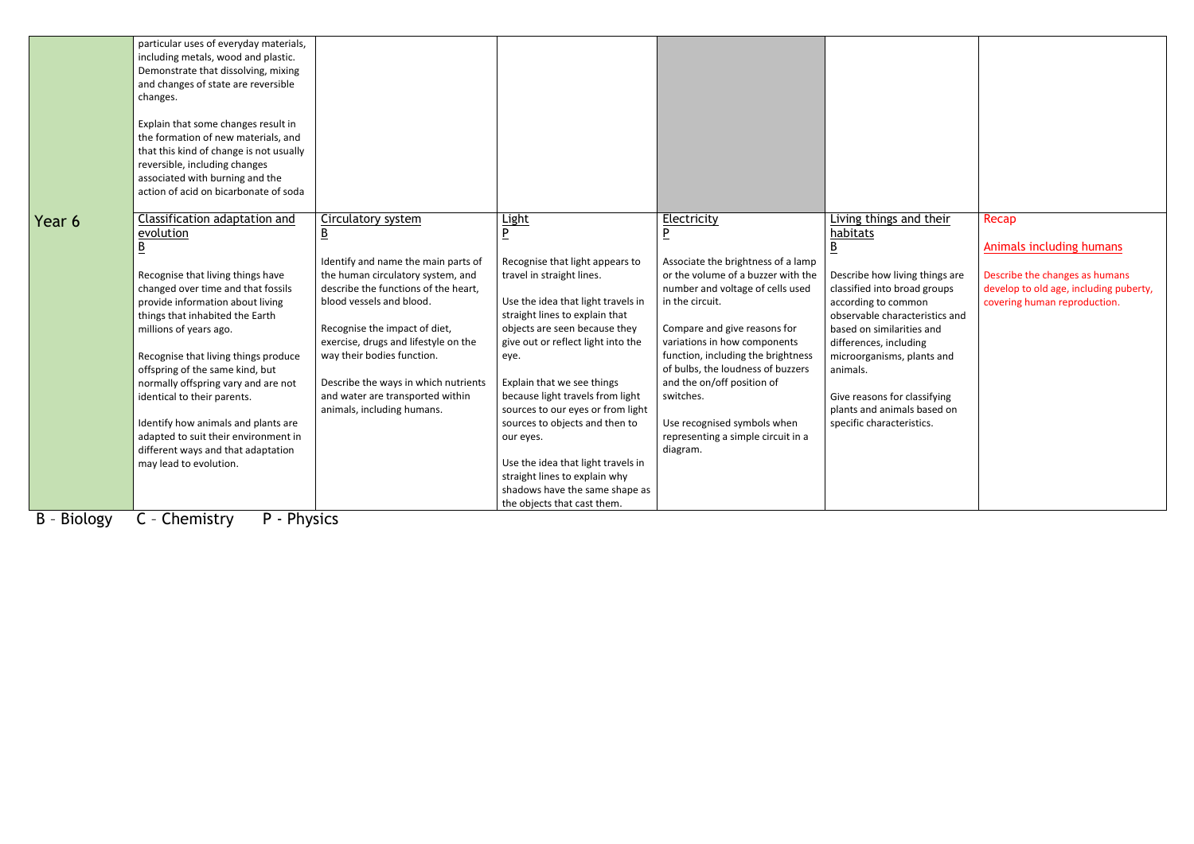| | | | | | | |
|---|---|---|---|---|---|---|
| | particular uses of everyday materials, including metals, wood and plastic. Demonstrate that dissolving, mixing and changes of state are reversible changes.<br><br>Explain that some changes result in the formation of new materials, and that this kind of change is not usually reversible, including changes associated with burning and the action of acid on bicarbonate of soda | | | | | |
| Year 6 | Classification adaptation and evolution<br>B<br><br>Recognise that living things have changed over time and that fossils provide information about living things that inhabited the Earth millions of years ago.<br><br>Recognise that living things produce offspring of the same kind, but normally offspring vary and are not identical to their parents.<br><br>Identify how animals and plants are adapted to suit their environment in different ways and that adaptation may lead to evolution. | Circulatory system<br>B<br><br>Identify and name the main parts of the human circulatory system, and describe the functions of the heart, blood vessels and blood.<br><br>Recognise the impact of diet, exercise, drugs and lifestyle on the way their bodies function.<br><br>Describe the ways in which nutrients and water are transported within animals, including humans. | Light<br>P<br><br>Recognise that light appears to travel in straight lines.<br><br>Use the idea that light travels in straight lines to explain that objects are seen because they give out or reflect light into the eye.<br><br>Explain that we see things because light travels from light sources to our eyes or from light sources to objects and then to our eyes.<br><br>Use the idea that light travels in straight lines to explain why shadows have the same shape as the objects that cast them. | Electricity<br>P<br><br>Associate the brightness of a lamp or the volume of a buzzer with the number and voltage of cells used in the circuit.<br><br>Compare and give reasons for variations in how components function, including the brightness of bulbs, the loudness of buzzers and the on/off position of switches.<br><br>Use recognised symbols when representing a simple circuit in a diagram. | Living things and their habitats<br>B<br><br>Describe how living things are classified into broad groups according to common observable characteristics and based on similarities and differences, including microorganisms, plants and animals.<br><br>Give reasons for classifying plants and animals based on specific characteristics. | Recap<br><br>Animals including humans<br><br>Describe the changes as humans develop to old age, including puberty, covering human reproduction. |

B – Biology C – Chemistry P - Physics